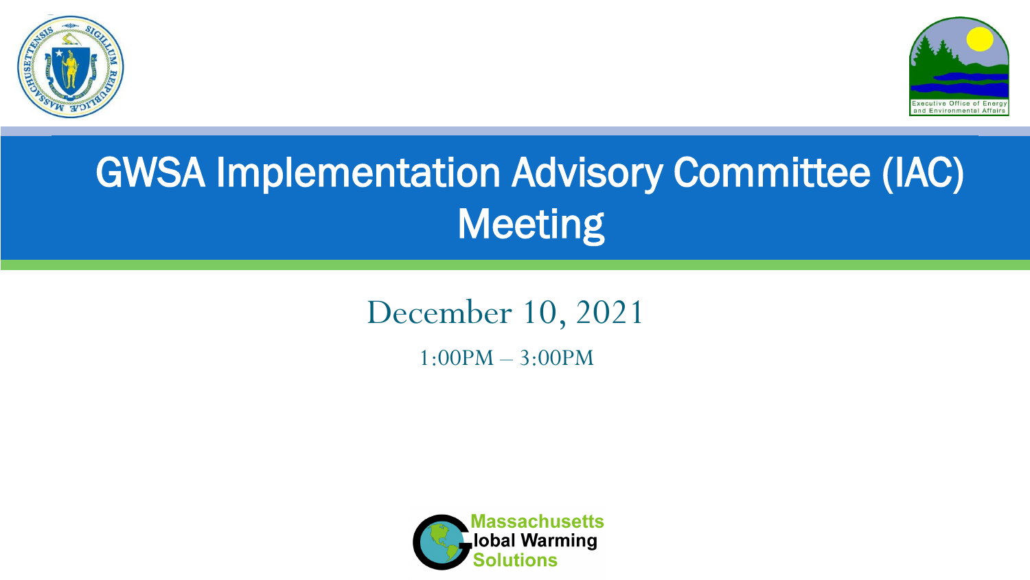# GWSA Implementation Advisory Committee (IAC) Meeting

December 10, 2021

1:00PM – 3:00PM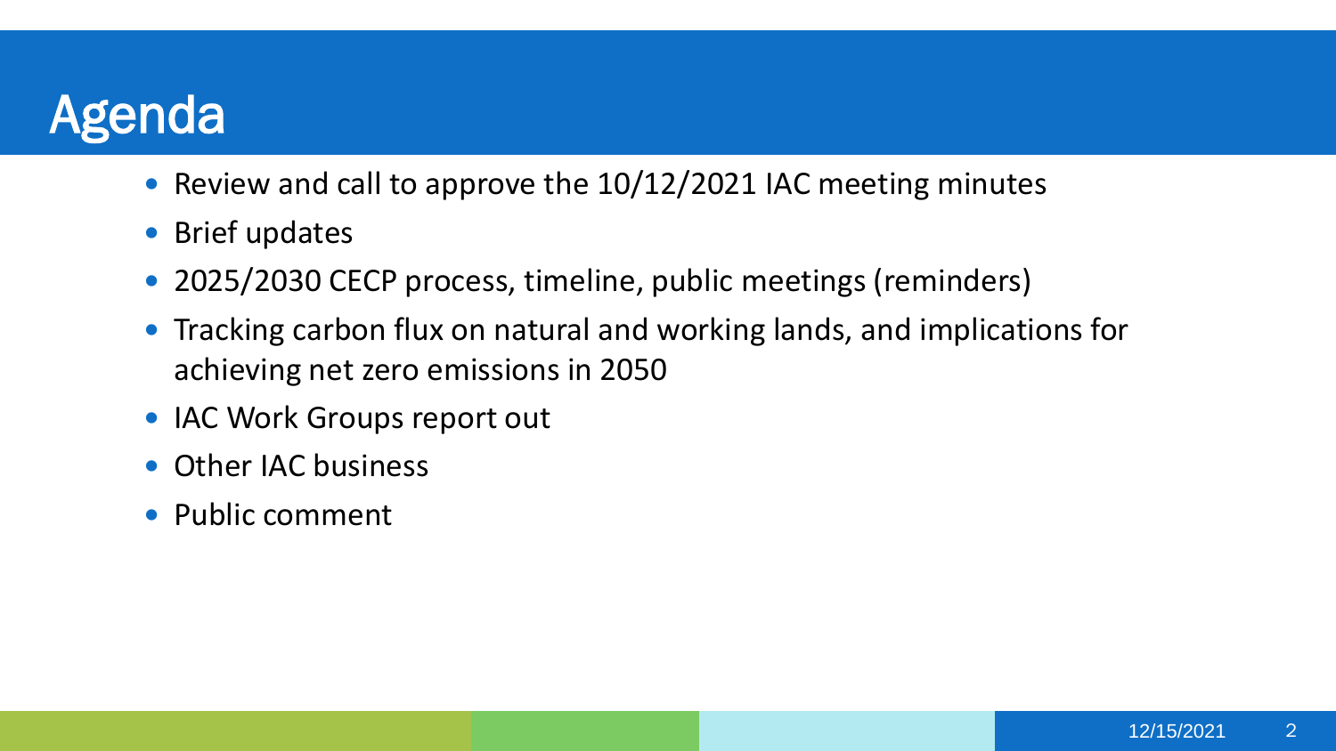# Agenda

- Review and call to approve the 10/12/2021 IAC meeting minutes
- Brief updates
- 2025/2030 CECP process, timeline, public meetings (reminders)
- Tracking carbon flux on natural and working lands, and implications for achieving net zero emissions in 2050
- IAC Work Groups report out
- Other IAC business
- Public comment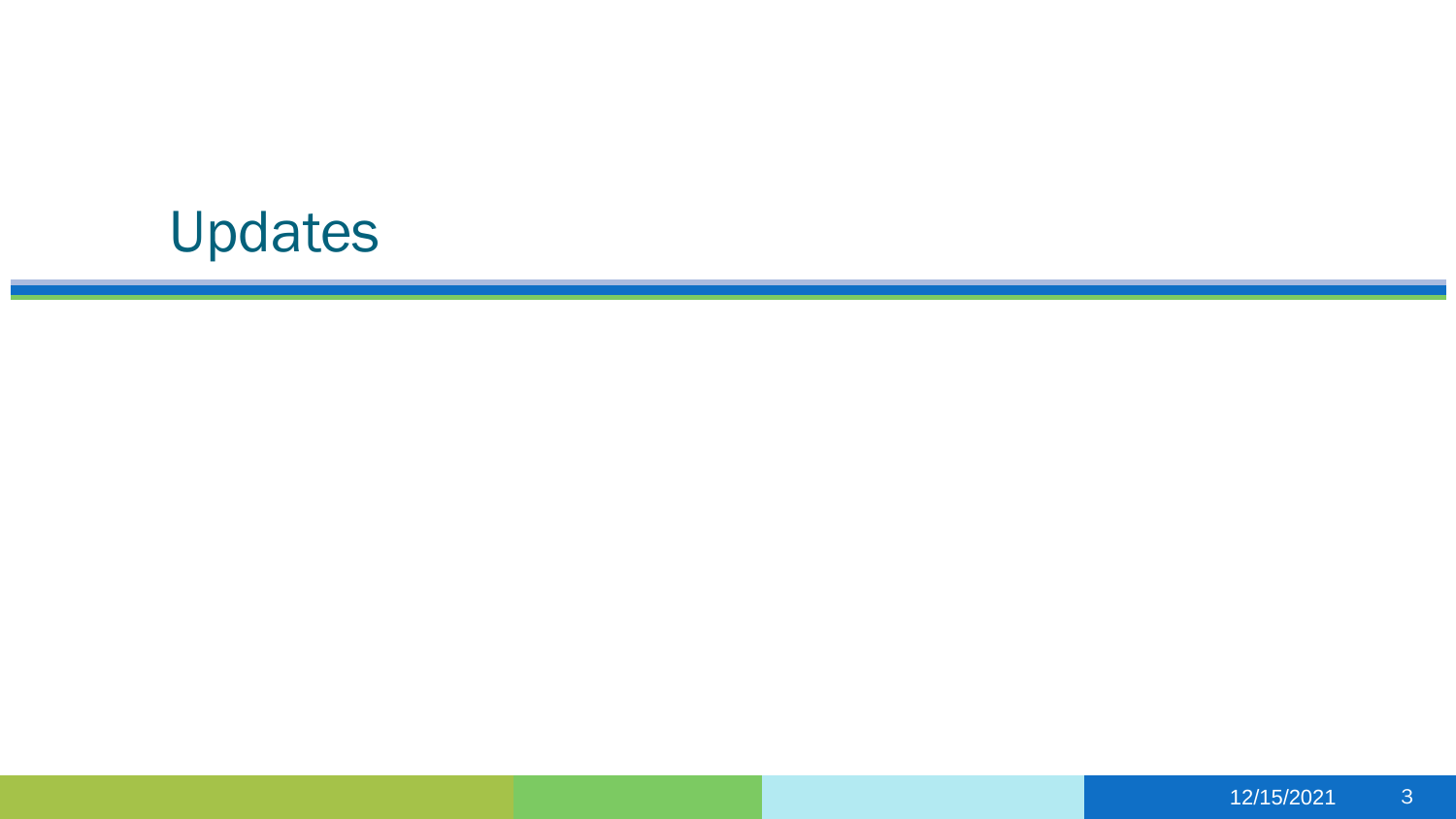# Updates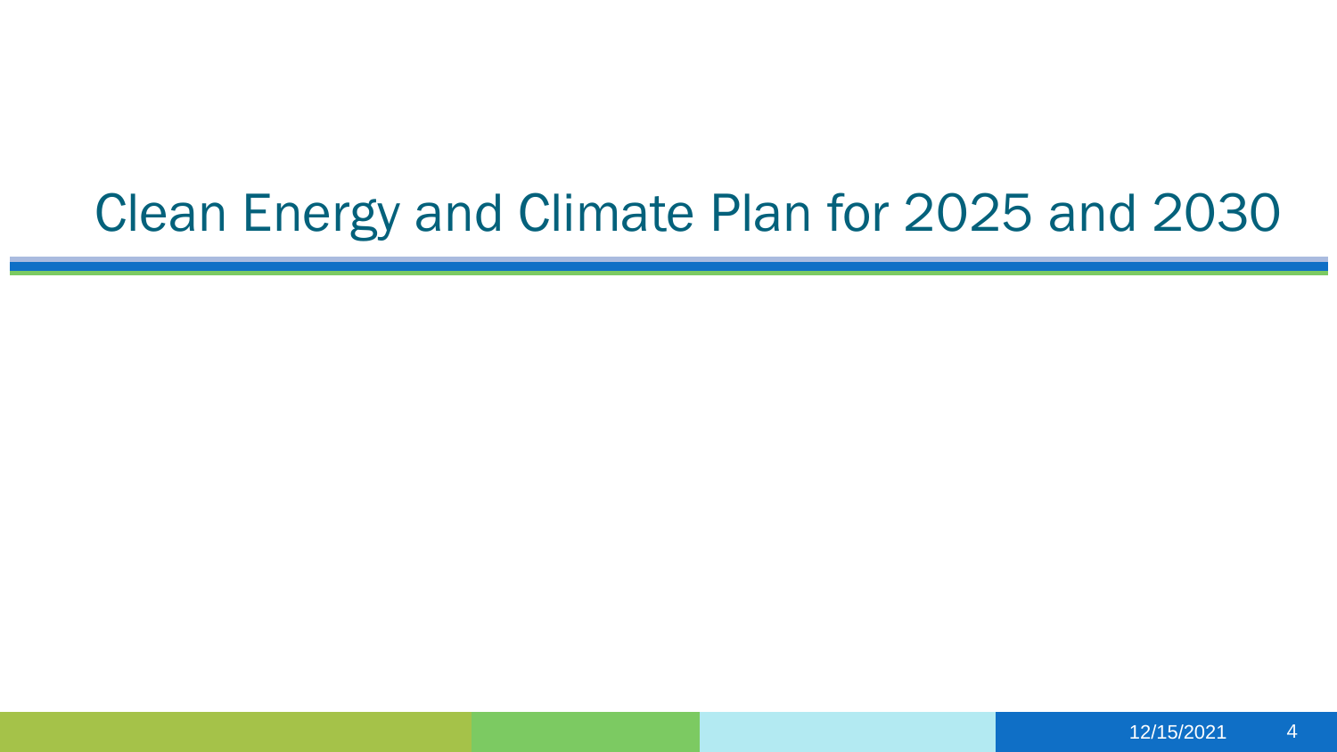# Clean Energy and Climate Plan for 2025 and 2030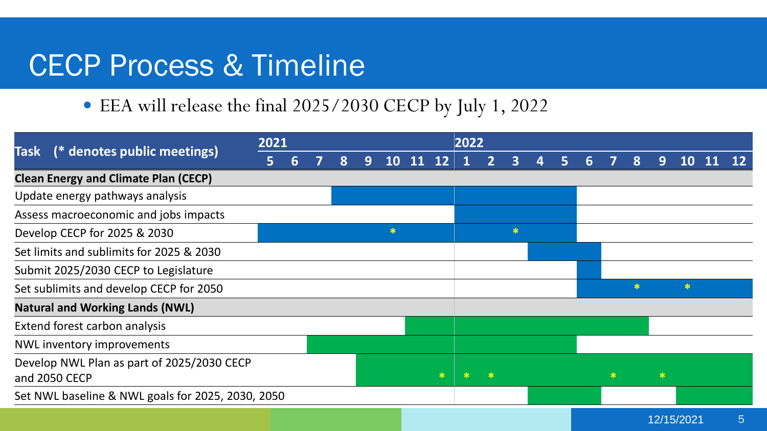# CECP Process & Timeline

- EEA will release the final 2025/2030 CECP by July 1, 2022

Task (* denotes public meetings)

2021: 5 6 7 8 9 10 11 12

2022: 1 2 3 4 5 6 7 8 9 10 11 12

**Clean Energy and Climate Plan (CECP)**

Update energy pathways analysis

Assess macroeconomic and jobs impacts

Develop CECP for 2025 & 2030

Set limits and sublimits for 2025 & 2030

Submit 2025/2030 CECP to Legislature

Set sublimits and develop CECP for 2050

**Natural and Working Lands (NWL)**

Extend forest carbon analysis

NWL inventory improvements

Develop NWL Plan as part of 2025/2030 CECP and 2050 CECP

Set NWL baseline & NWL goals for 2025, 2030, 2050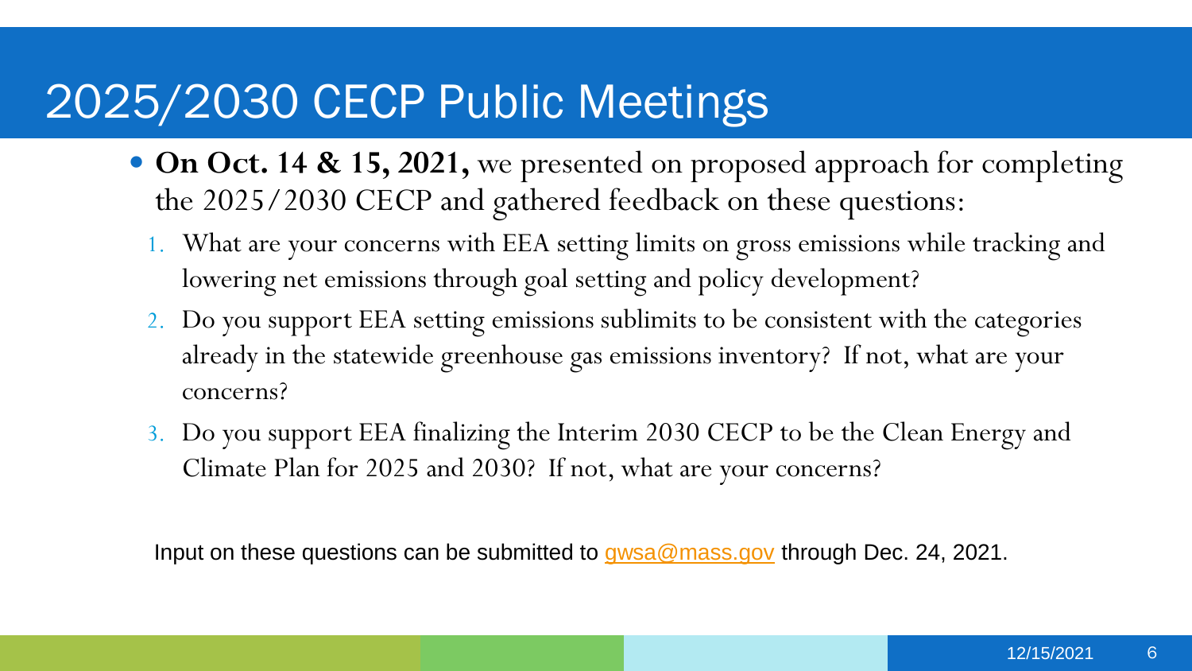# 2025/2030 CECP Public Meetings

- **On Oct. 14 & 15, 2021,** we presented on proposed approach for completing the 2025/2030 CECP and gathered feedback on these questions:
  1. What are your concerns with EEA setting limits on gross emissions while tracking and lowering net emissions through goal setting and policy development?
  2. Do you support EEA setting emissions sublimits to be consistent with the categories already in the statewide greenhouse gas emissions inventory? If not, what are your concerns?
  3. Do you support EEA finalizing the Interim 2030 CECP to be the Clean Energy and Climate Plan for 2025 and 2030? If not, what are your concerns?

Input on these questions can be submitted to gwsa@mass.gov through Dec. 24, 2021.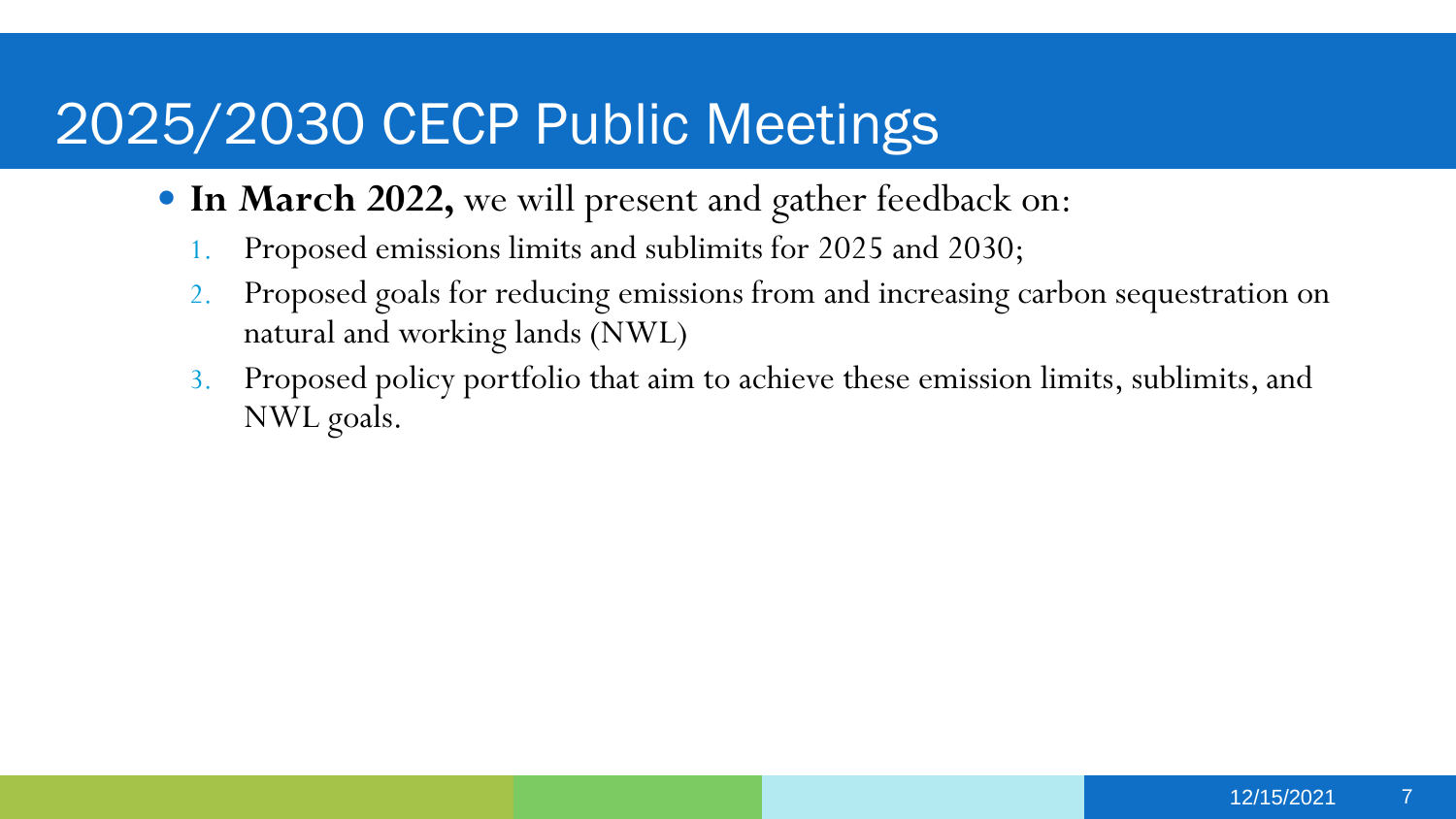# 2025/2030 CECP Public Meetings

- **In March 2022,** we will present and gather feedback on:
  1. Proposed emissions limits and sublimits for 2025 and 2030;
  2. Proposed goals for reducing emissions from and increasing carbon sequestration on natural and working lands (NWL)
  3. Proposed policy portfolio that aim to achieve these emission limits, sublimits, and NWL goals.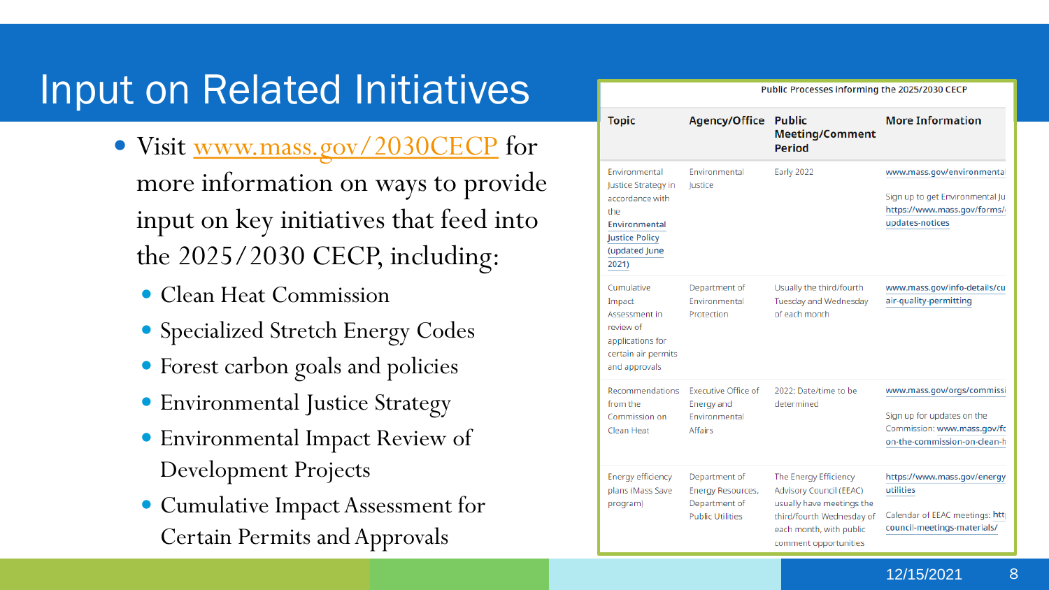# Input on Related Initiatives

- Visit [www.mass.gov/2030CECP](www.mass.gov/2030CECP) for more information on ways to provide input on key initiatives that feed into the 2025/2030 CECP, including:
  - Clean Heat Commission
  - Specialized Stretch Energy Codes
  - Forest carbon goals and policies
  - Environmental Justice Strategy
  - Environmental Impact Review of Development Projects
  - Cumulative Impact Assessment for Certain Permits and Approvals

Public Processes Informing the 2025/2030 CECP

| Topic | Agency/Office | Public Meeting/Comment Period | More Information |
|---|---|---|---|
| Environmental Justice Strategy in accordance with the **Environmental Justice Policy (updated June 2021)** | Environmental Justice | Early 2022 | www.mass.gov/environmental<br>Sign up to get Environmental Ju https://www.mass.gov/forms/ updates-notices |
| Cumulative Impact Assessment in review of applications for certain air permits and approvals | Department of Environmental Protection | Usually the third/fourth Tuesday and Wednesday of each month | www.mass.gov/info-details/cu air-quality-permitting |
| Recommendations from the Commission on Clean Heat | Executive Office of Energy and Environmental Affairs | 2022: Date/time to be determined | www.mass.gov/orgs/commissi<br>Sign up for updates on the Commission: www.mass.gov/fo on-the-commission-on-clean-h |
| Energy efficiency plans (Mass Save program) | Department of Energy Resources, Department of Public Utilities | The Energy Efficiency Advisory Council (EEAC) usually have meetings the third/fourth Wednesday of each month, with public comment opportunities | https://www.mass.gov/energy utilities<br>Calendar of EEAC meetings: htt council-meetings-materials/ |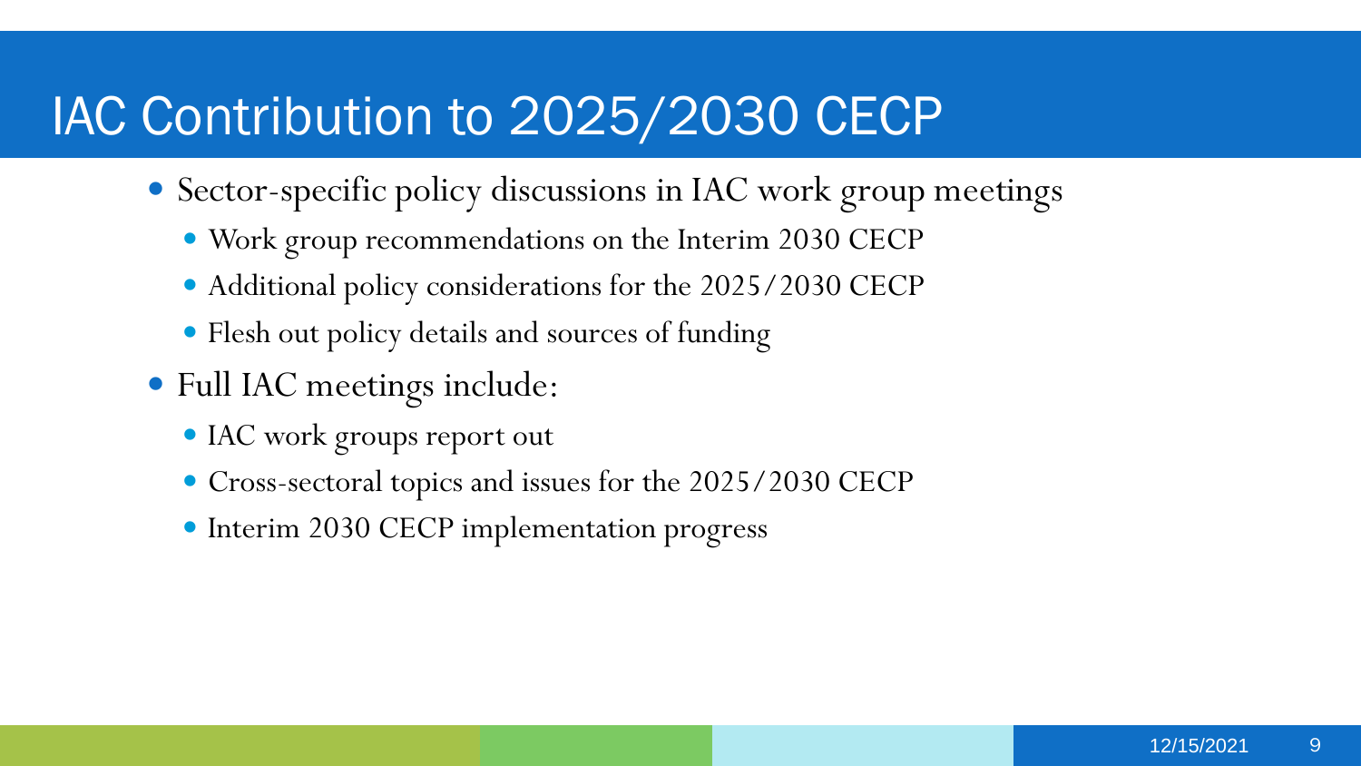# IAC Contribution to 2025/2030 CECP

- Sector-specific policy discussions in IAC work group meetings
  - Work group recommendations on the Interim 2030 CECP
  - Additional policy considerations for the 2025/2030 CECP
  - Flesh out policy details and sources of funding
- Full IAC meetings include:
  - IAC work groups report out
  - Cross-sectoral topics and issues for the 2025/2030 CECP
  - Interim 2030 CECP implementation progress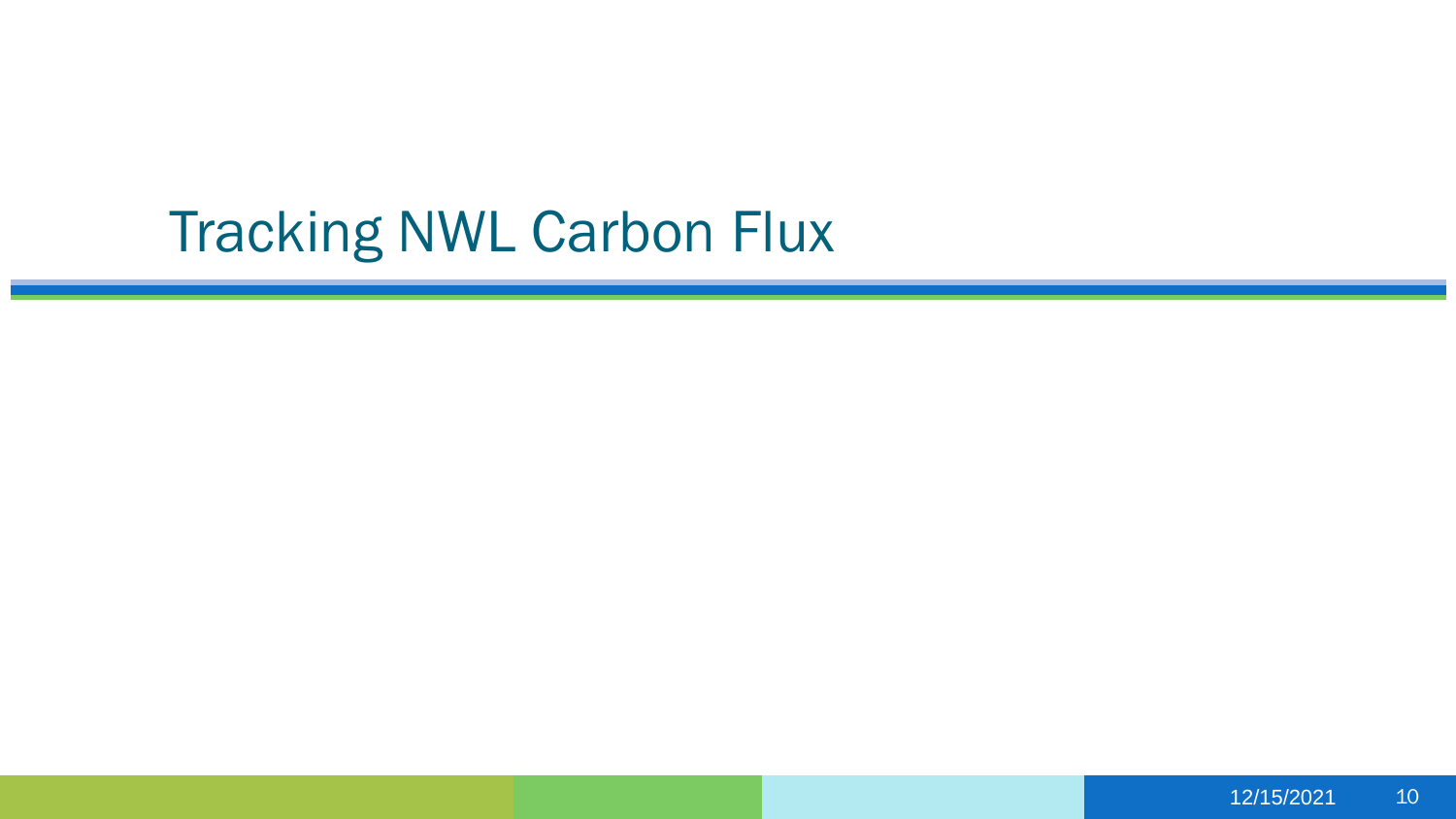# Tracking NWL Carbon Flux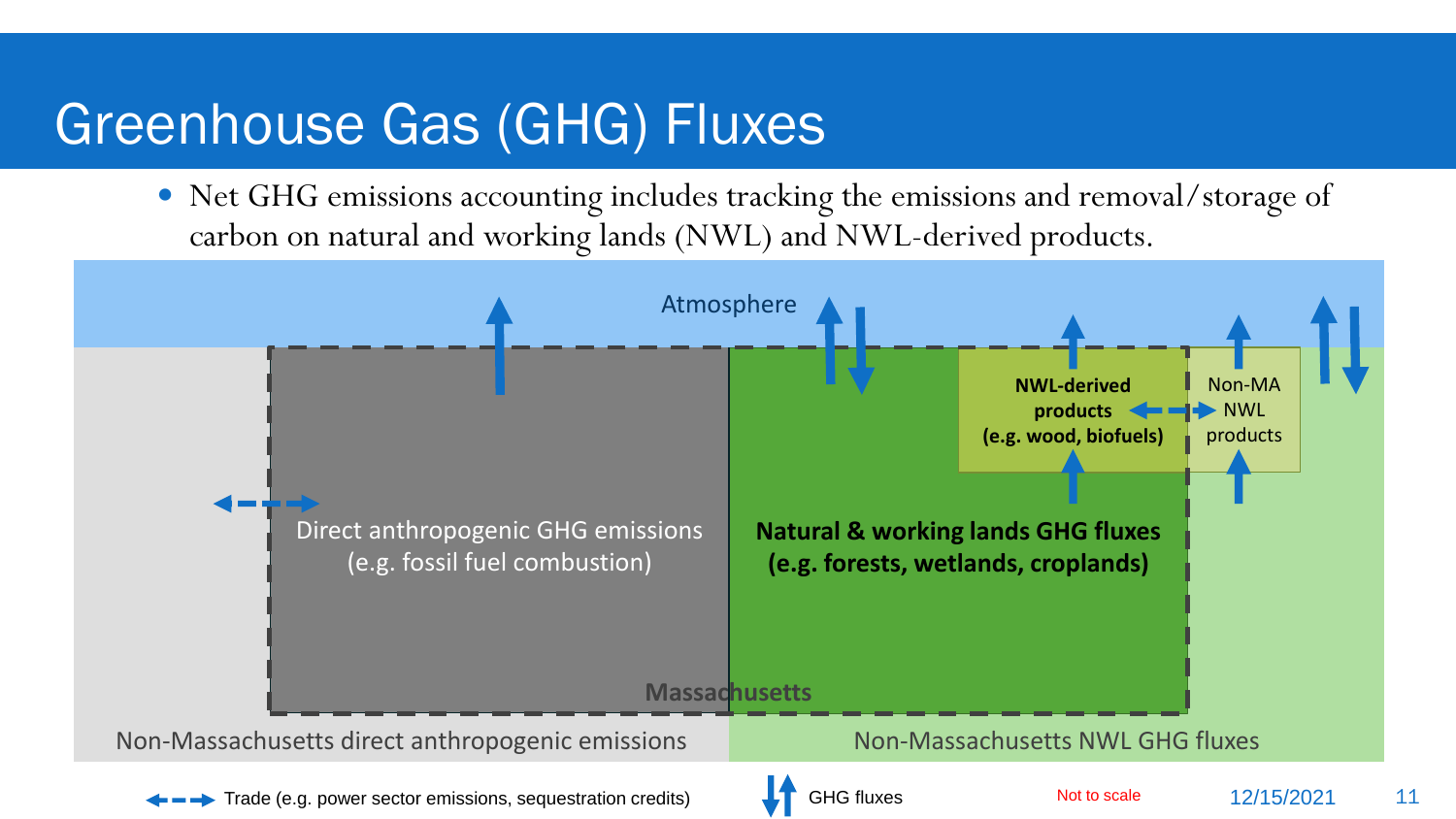# Greenhouse Gas (GHG) Fluxes

- Net GHG emissions accounting includes tracking the emissions and removal/storage of carbon on natural and working lands (NWL) and NWL-derived products.

Atmosphere

Direct anthropogenic GHG emissions (e.g. fossil fuel combustion)

**Natural & working lands GHG fluxes (e.g. forests, wetlands, croplands)**

**NWL-derived products (e.g. wood, biofuels)**

Non-MA NWL products

**Massachusetts**

Non-Massachusetts direct anthropogenic emissions

Non-Massachusetts NWL GHG fluxes

Trade (e.g. power sector emissions, sequestration credits)

GHG fluxes

Not to scale

12/15/2021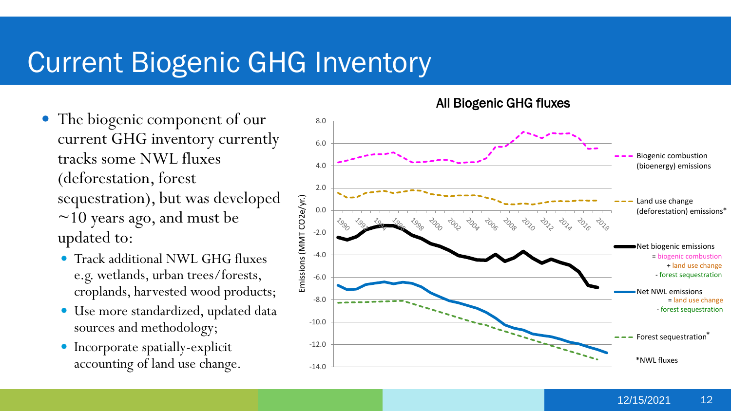# Current Biogenic GHG Inventory

- The biogenic component of our current GHG inventory currently tracks some NWL fluxes (deforestation, forest sequestration), but was developed ~10 years ago, and must be updated to:
  - Track additional NWL GHG fluxes e.g. wetlands, urban trees/forests, croplands, harvested wood products;
  - Use more standardized, updated data sources and methodology;
  - Incorporate spatially-explicit accounting of land use change.

All Biogenic GHG fluxes

Emissions (MMT CO2e/yr.)

8.0
6.0
4.0
2.0
0.0
-2.0
-4.0
-6.0
-8.0
-10.0
-12.0
-14.0

1990 1992 1994 1996 1998 2000 2002 2004 2006 2008 2010 2012 2014 2016 2018

Biogenic combustion (bioenergy) emissions

Land use change (deforestation) emissions*

Net biogenic emissions
= biogenic combustion
+ land use change
- forest sequestration

Net NWL emissions
= land use change
- forest sequestration

Forest sequestration*

*NWL fluxes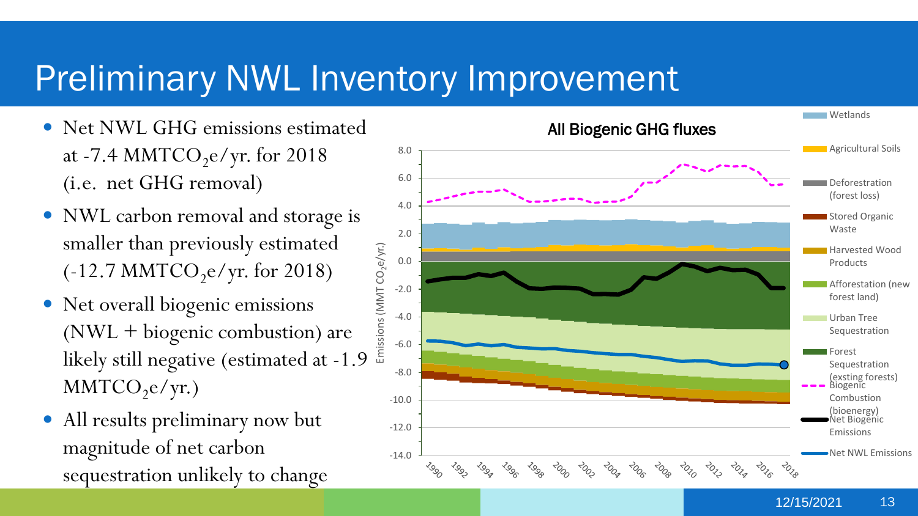# Preliminary NWL Inventory Improvement

- Net NWL GHG emissions estimated at -7.4 $MMTCO_2e$/yr. for 2018 (i.e. net GHG removal)
- NWL carbon removal and storage is smaller than previously estimated (-12.7 $MMTCO_2e$/yr. for 2018)
- Net overall biogenic emissions (NWL + biogenic combustion) are likely still negative (estimated at -1.9 $MMTCO_2e$/yr.)
- All results preliminary now but magnitude of net carbon sequestration unlikely to change

All Biogenic GHG fluxes

Emissions (MMT $CO_2e$/yr.)

8.0
6.0
4.0
2.0
0.0
-2.0
-4.0
-6.0
-8.0
-10.0
-12.0
-14.0

1990 1992 1994 1996 1998 2000 2002 2004 2006 2008 2010 2012 2014 2016 2018

Wetlands
Agricultural Soils
Deforestration (forest loss)
Stored Organic Waste
Harvested Wood Products
Afforestation (new forest land)
Urban Tree Sequestration
Forest Sequestration (exsting forests)
Biogenic Combustion (bioenergy)
Net Biogenic Emissions
Net NWL Emissions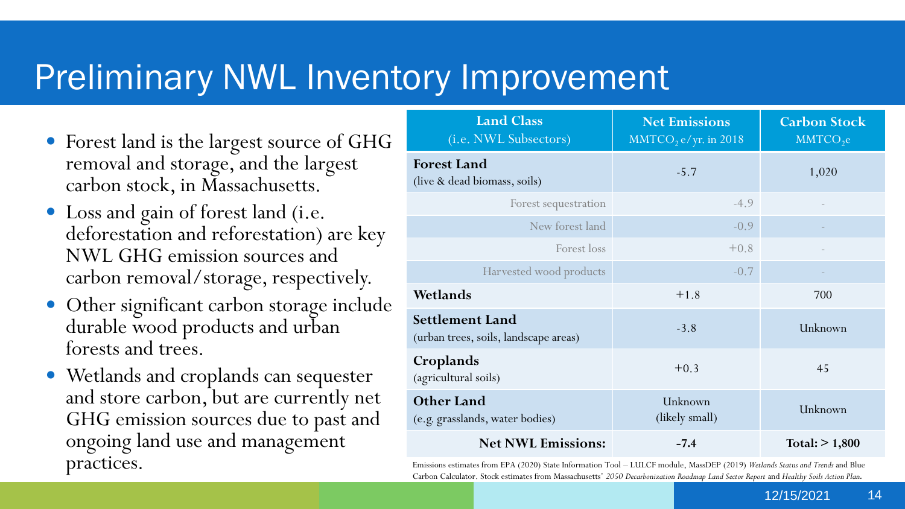# Preliminary NWL Inventory Improvement

- Forest land is the largest source of GHG removal and storage, and the largest carbon stock, in Massachusetts.
- Loss and gain of forest land (i.e. deforestation and reforestation) are key NWL GHG emission sources and carbon removal/storage, respectively.
- Other significant carbon storage include durable wood products and urban forests and trees.
- Wetlands and croplands can sequester and store carbon, but are currently net GHG emission sources due to past and ongoing land use and management practices.

| **Land Class** (i.e. NWL Subsectors) | **Net Emissions** $MMTCO_2e$/yr. in 2018 | **Carbon Stock** $MMTCO_2e$ |
|---|---|---|
| **Forest Land** (live & dead biomass, soils) | -5.7 | 1,020 |
| Forest sequestration | -4.9 | - |
| New forest land | -0.9 | - |
| Forest loss | +0.8 | - |
| Harvested wood products | -0.7 | - |
| **Wetlands** | +1.8 | 700 |
| **Settlement Land** (urban trees, soils, landscape areas) | -3.8 | Unknown |
| **Croplands** (agricultural soils) | +0.3 | 45 |
| **Other Land** (e.g. grasslands, water bodies) | Unknown (likely small) | Unknown |
| **Net NWL Emissions:** | **-7.4** | **Total: > 1,800** |

Emissions estimates from EPA (2020) State Information Tool – LULCF module, MassDEP (2019) *Wetlands Status and Trends* and Blue Carbon Calculator. Stock estimates from Massachusetts' *2050 Decarbonization Roadmap Land Sector Report* and *Healthy Soils Action Plan*.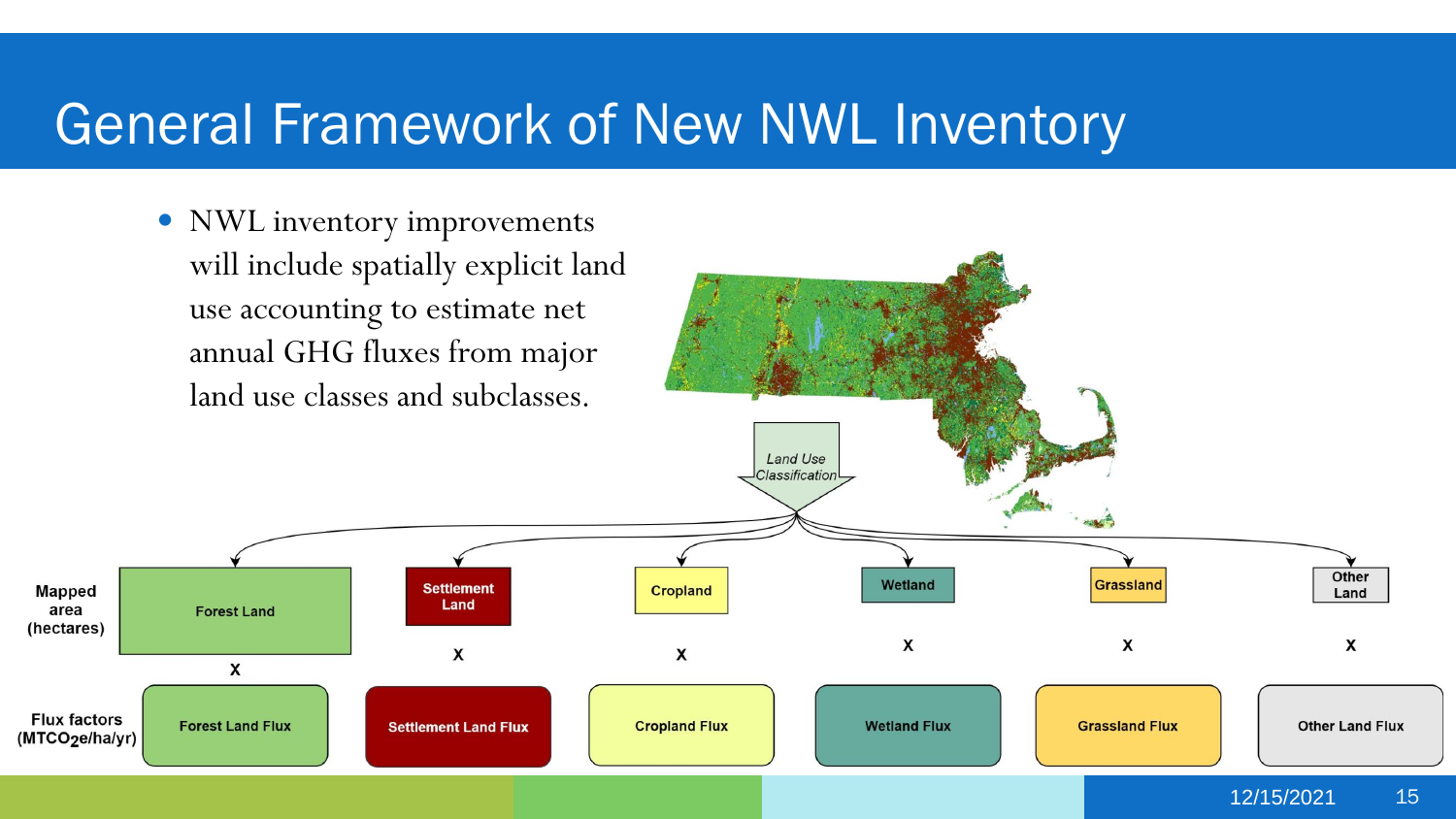# General Framework of New NWL Inventory

- NWL inventory improvements will include spatially explicit land use accounting to estimate net annual GHG fluxes from major land use classes and subclasses.

*Land Use Classification*

| | Forest Land | Settlement Land | Cropland | Wetland | Grassland | Other Land |
|---|---|---|---|---|---|---|
| Mapped area (hectares) | Forest Land | Settlement Land | Cropland | Wetland | Grassland | Other Land |
| | X | X | X | X | X | X |
| Flux factors ($MTCO_2e$/ha/yr) | Forest Land Flux | Settlement Land Flux | Cropland Flux | Wetland Flux | Grassland Flux | Other Land Flux |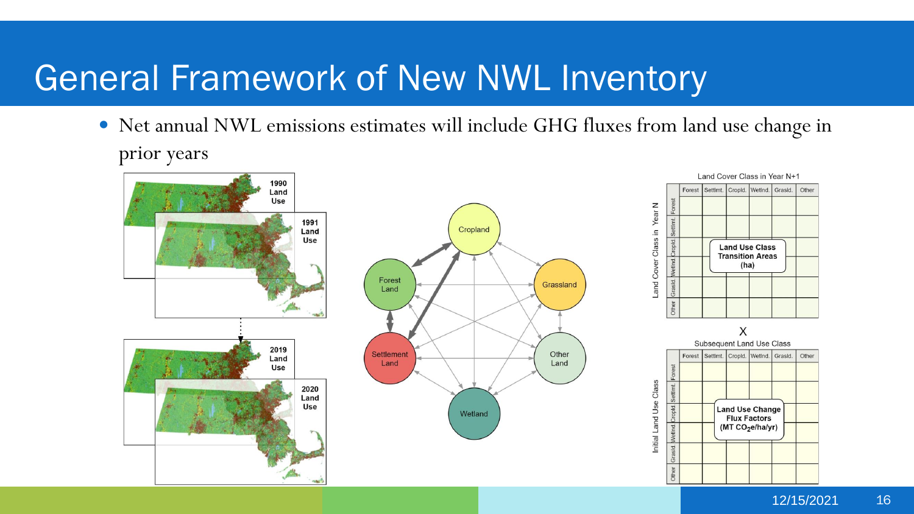# General Framework of New NWL Inventory

- Net annual NWL emissions estimates will include GHG fluxes from land use change in prior years

1990 Land Use

1991 Land Use

2019 Land Use

2020 Land Use

Cropland

Forest Land

Grassland

Settlement Land

Other Land

Wetland

Land Cover Class in Year N+1

Land Cover Class in Year N

| | Forest | Settlmt. | Cropld. | Wetlnd. | Grasld. | Other |
| --- | --- | --- | --- | --- | --- | --- |
| Forest | | | | | | |
| Settlmt. | | | | | | |
| Cropld. | | | | | | |
| Wetlnd. | | | | | | |
| Grasld. | | | | | | |
| Other | | | | | | |

Land Use Class Transition Areas (ha)

X

Subsequent Land Use Class

Initial Land Use Class

| | Forest | Settlmt. | Cropld. | Wetlnd. | Grasld. | Other |
| --- | --- | --- | --- | --- | --- | --- |
| Forest | | | | | | |
| Settlmt. | | | | | | |
| Cropld. | | | | | | |
| Wetlnd. | | | | | | |
| Grasld. | | | | | | |
| Other | | | | | | |

Land Use Change Flux Factors (MT $CO_2e$/ha/yr)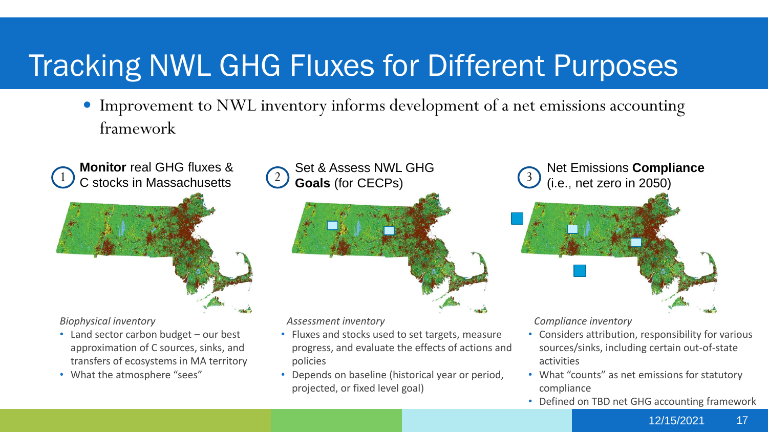# Tracking NWL GHG Fluxes for Different Purposes

- Improvement to NWL inventory informs development of a net emissions accounting framework

## 1 **Monitor** real GHG fluxes & C stocks in Massachusetts

*Biophysical inventory*

- Land sector carbon budget – our best approximation of C sources, sinks, and transfers of ecosystems in MA territory
- What the atmosphere "sees"

## 2 Set & Assess NWL GHG **Goals** (for CECPs)

*Assessment inventory*

- Fluxes and stocks used to set targets, measure progress, and evaluate the effects of actions and policies
- Depends on baseline (historical year or period, projected, or fixed level goal)

## 3 Net Emissions **Compliance** (i.e., net zero in 2050)

*Compliance inventory*

- Considers attribution, responsibility for various sources/sinks, including certain out-of-state activities
- What "counts" as net emissions for statutory compliance
- Defined on TBD net GHG accounting framework

12/15/2021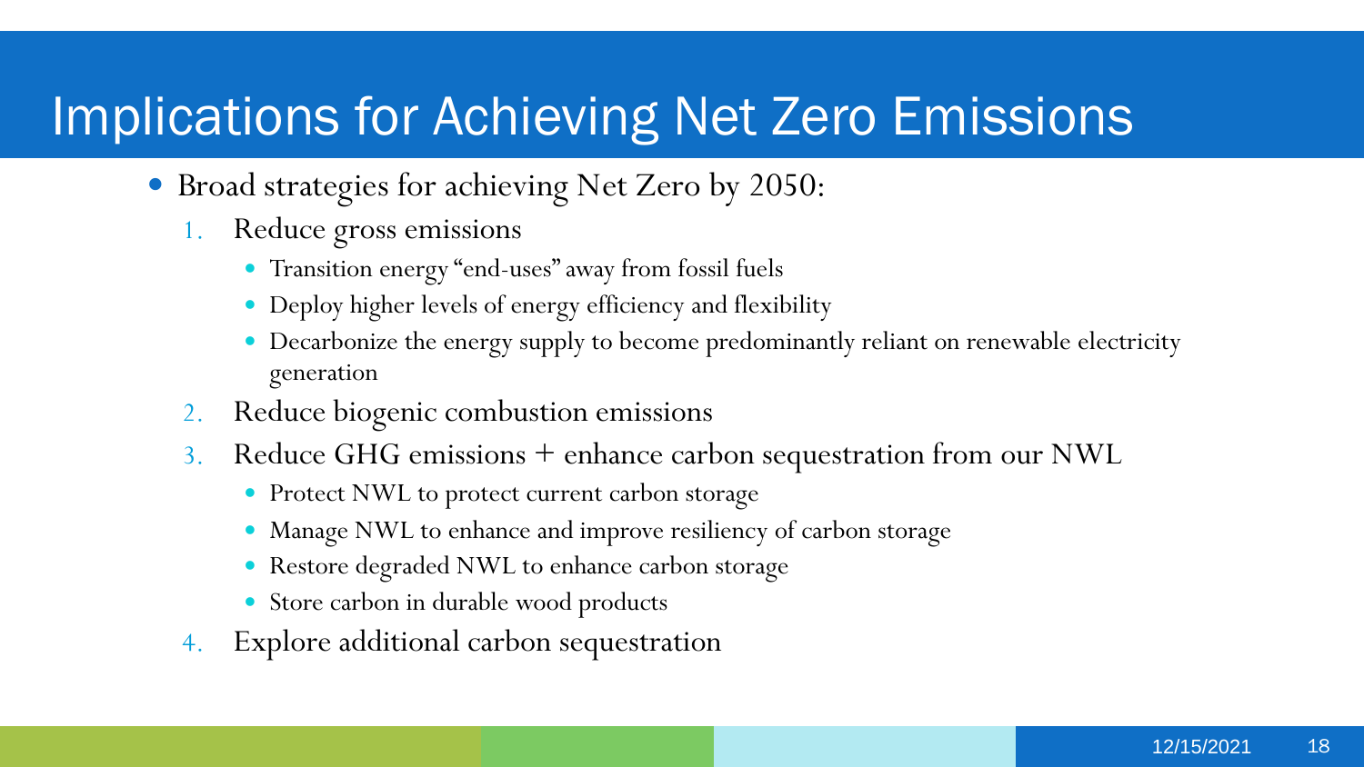# Implications for Achieving Net Zero Emissions

- Broad strategies for achieving Net Zero by 2050:
  1. Reduce gross emissions
     - Transition energy "end-uses" away from fossil fuels
     - Deploy higher levels of energy efficiency and flexibility
     - Decarbonize the energy supply to become predominantly reliant on renewable electricity generation
  2. Reduce biogenic combustion emissions
  3. Reduce GHG emissions + enhance carbon sequestration from our NWL
     - Protect NWL to protect current carbon storage
     - Manage NWL to enhance and improve resiliency of carbon storage
     - Restore degraded NWL to enhance carbon storage
     - Store carbon in durable wood products
  4. Explore additional carbon sequestration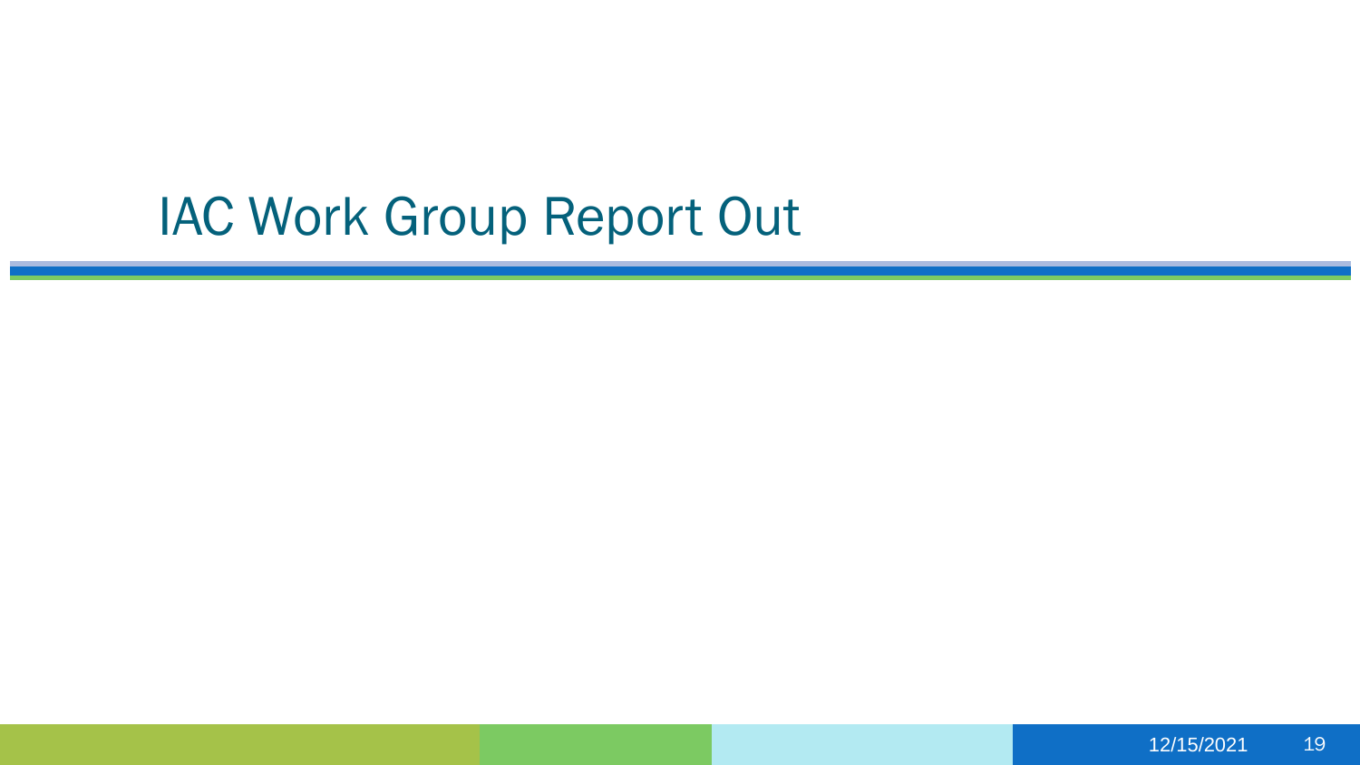# IAC Work Group Report Out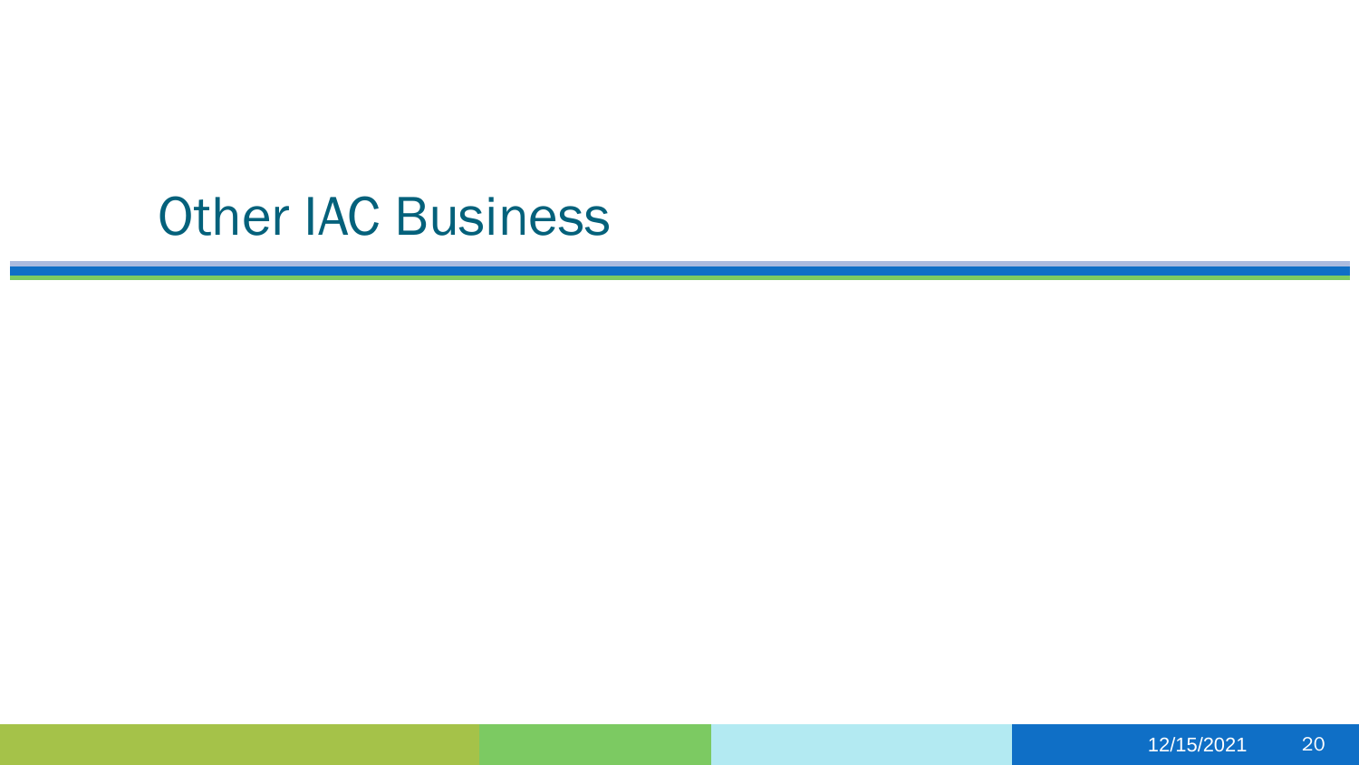# Other IAC Business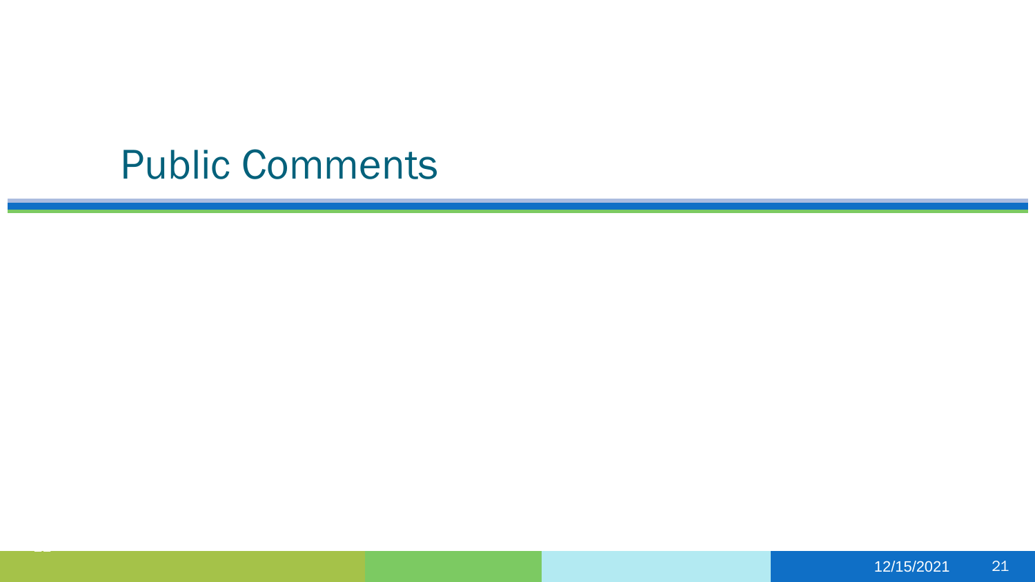# Public Comments